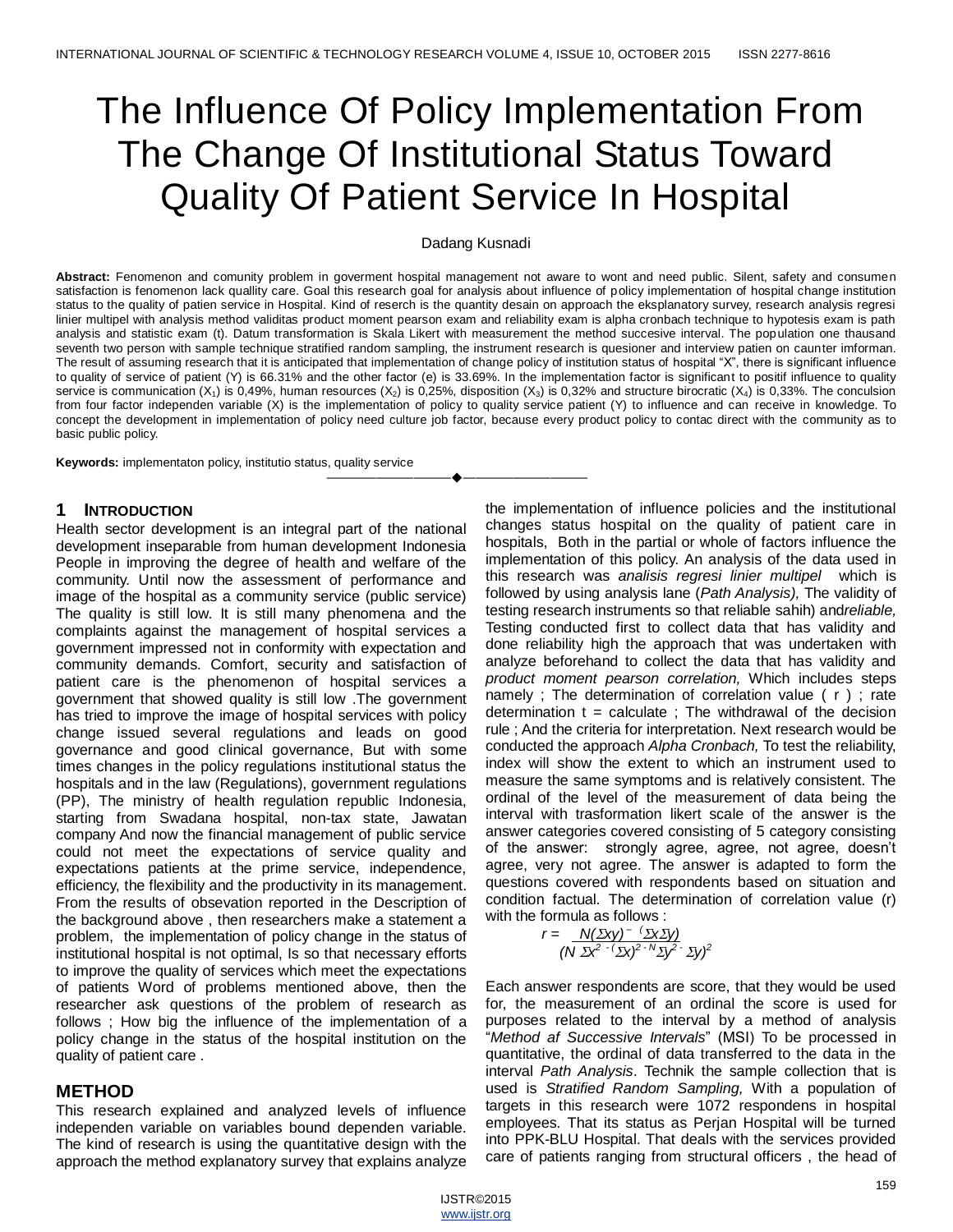# The Influence Of Policy Implementation From The Change Of Institutional Status Toward Quality Of Patient Service In Hospital

Dadang Kusnadi

**Abstract:** Fenomenon and comunity problem in goverment hospital management not aware to wont and need public. Silent, safety and consumen satisfaction is fenomenon lack quallity care. Goal this research goal for analysis about influence of policy implementation of hospital change institution status to the quality of patien service in Hospital. Kind of reserch is the quantity desain on approach the eksplanatory survey, research analysis regresi linier multipel with analysis method validitas product moment pearson exam and reliability exam is alpha cronbach technique to hypotesis exam is path analysis and statistic exam (t). Datum transformation is Skala Likert with measurement the method succesive interval. The population one thausand seventh two person with sample technique stratified random sampling, the instrument research is quesioner and interview patien on caunter imforman. The result of assuming research that it is anticipated that implementation of change policy of institution status of hospital "X", there is significant influence to quality of service of patient (Y) is 66.31% and the other factor (e) is 33.69%. In the implementation factor is significant to positif influence to quality service is communication ($X_1$) is 0,49%, human resources ($X_2$) is 0,25%, disposition ($X_3$) is 0,32% and structure birocratic ($X_4$) is 0,33%. The conculsion from four factor independen variable (X) is the implementation of policy to quality service patient (Y) to influence and can receive in knowledge. To concept the development in implementation of policy need culture job factor, because every product policy to contac direct with the community as to basic public policy.

**Keywords:** implementaton policy, institutio status, quality service

## 1 Introduction

Health sector development is an integral part of the national development inseparable from human development Indonesia People in improving the degree of health and welfare of the community. Until now the assessment of performance and image of the hospital as a community service (public service) The quality is still low. It is still many phenomena and the complaints against the management of hospital services a government impressed not in conformity with expectation and community demands. Comfort, security and satisfaction of patient care is the phenomenon of hospital services a government that showed quality is still low .The government has tried to improve the image of hospital services with policy change issued several regulations and leads on good governance and good clinical governance, But with some times changes in the policy regulations institutional status the hospitals and in the law (Regulations), government regulations (PP), The ministry of health regulation republic Indonesia, starting from Swadana hospital, non-tax state, Jawatan company And now the financial management of public service could not meet the expectations of service quality and expectations patients at the prime service, independence, efficiency, the flexibility and the productivity in its management. From the results of obsevation reported in the Description of the background above , then researchers make a statement a problem, the implementation of policy change in the status of institutional hospital is not optimal, Is so that necessary efforts to improve the quality of services which meet the expectations of patients Word of problems mentioned above, then the researcher ask questions of the problem of research as follows ; How big the influence of the implementation of a policy change in the status of the hospital institution on the quality of patient care .

## METHOD

This research explained and analyzed levels of influence independen variable on variables bound dependen variable. The kind of research is using the quantitative design with the approach the method explanatory survey that explains analyze the implementation of influence policies and the institutional changes status hospital on the quality of patient care in hospitals, Both in the partial or whole of factors influence the implementation of this policy. An analysis of the data used in this research was *analisis regresi linier multipel* which is followed by using analysis lane (*Path Analysis),* The validity of testing research instruments so that reliable sahih) and*reliable,* Testing conducted first to collect data that has validity and done reliability high the approach that was undertaken with analyze beforehand to collect the data that has validity and *product moment pearson correlation,* Which includes steps namely ; The determination of correlation value ( r ) ; rate determination t = calculate ; The withdrawal of the decision rule ; And the criteria for interpretation. Next research would be conducted the approach *Alpha Cronbach,* To test the reliability, index will show the extent to which an instrument used to measure the same symptoms and is relatively consistent. The ordinal of the level of the measurement of data being the interval with trasformation likert scale of the answer is the answer categories covered consisting of 5 category consisting of the answer: strongly agree, agree, not agree, doesn't agree, very not agree. The answer is adapted to form the questions covered with respondents based on situation and condition factual. The determination of correlation value (r) with the formula as follows :

$$r = \frac{N(\Sigma xy)^{-}(\Sigma x\Sigma y)}{(N\,\Sigma x^{2} - (\Sigma x)^{2}\, {}^{-N}\Sigma y^{2} - \Sigma y)^{2}}$$

Each answer respondents are score, that they would be used for, the measurement of an ordinal the score is used for purposes related to the interval by a method of analysis "*Method af Successive Intervals*" (MSI) To be processed in quantitative, the ordinal of data transferred to the data in the interval *Path Analysis*. Technik the sample collection that is used is *Stratified Random Sampling,* With a population of targets in this research were 1072 respondens in hospital employees. That its status as Perjan Hospital will be turned into PPK-BLU Hospital. That deals with the services provided care of patients ranging from structural officers , the head of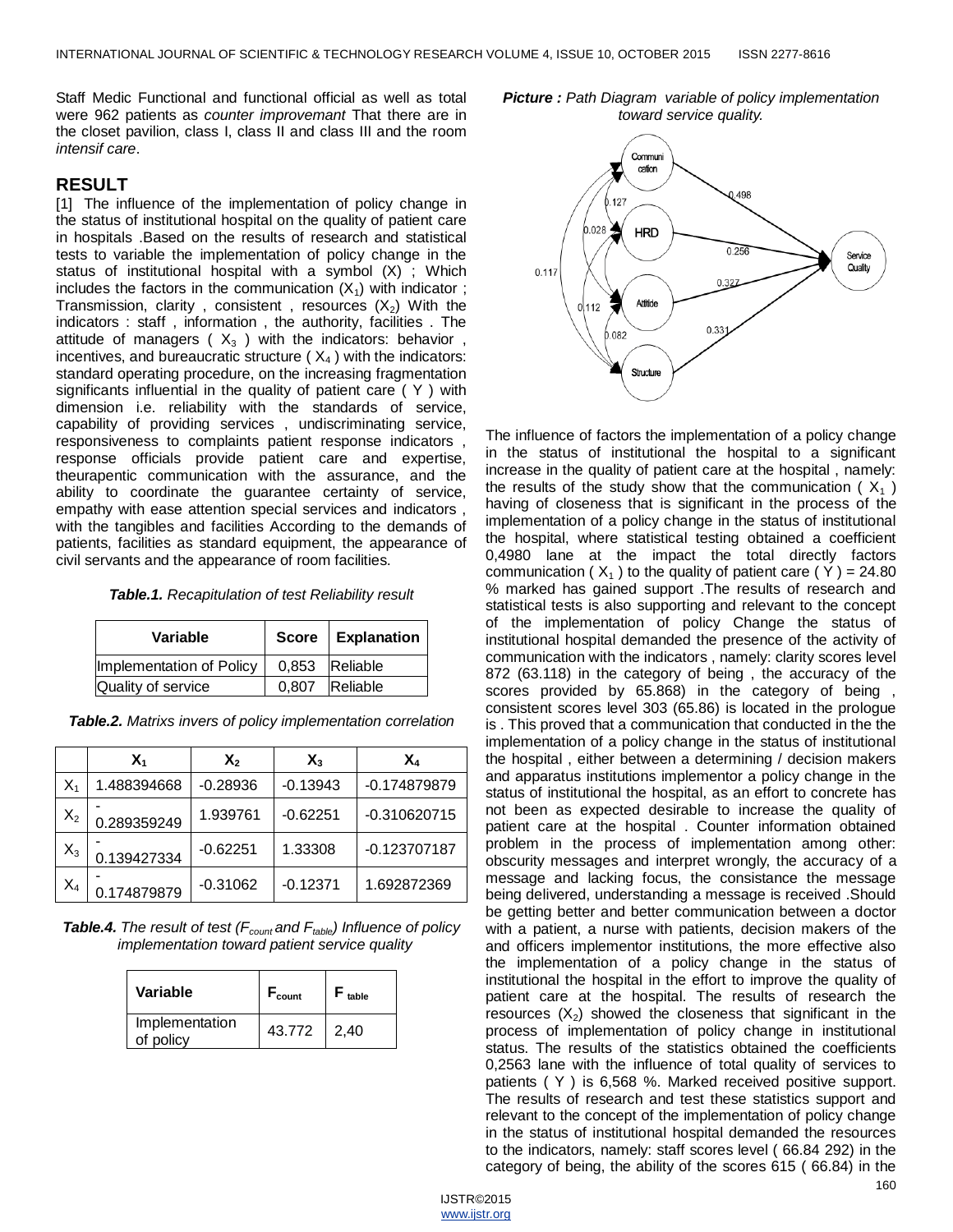Staff Medic Functional and functional official as well as total were 962 patients as *counter improvemant* That there are in the closet pavilion, class I, class II and class III and the room *intensif care*.

## RESULT

[1] The influence of the implementation of policy change in the status of institutional hospital on the quality of patient care in hospitals .Based on the results of research and statistical tests to variable the implementation of policy change in the status of institutional hospital with a symbol (X) ; Which includes the factors in the communication ($X_1$) with indicator ; Transmission, clarity , consistent , resources ($X_2$) With the indicators : staff , information , the authority, facilities . The attitude of managers ( $X_3$ ) with the indicators: behavior , incentives, and bureaucratic structure ( $X_4$ ) with the indicators: standard operating procedure, on the increasing fragmentation significants influential in the quality of patient care ( Y ) with dimension i.e. reliability with the standards of service, capability of providing services , undiscriminating service, responsiveness to complaints patient response indicators , response officials provide patient care and expertise, theurapentic communication with the assurance, and the ability to coordinate the guarantee certainty of service, empathy with ease attention special services and indicators , with the tangibles and facilities According to the demands of patients, facilities as standard equipment, the appearance of civil servants and the appearance of room facilities.

***Table.1.*** *Recapitulation of test Reliability result*

| Variable | Score | Explanation |
| --- | --- | --- |
| Implementation of Policy | 0,853 | Reliable |
| Quality of service | 0,807 | Reliable |

***Table.2.*** *Matrixs invers of policy implementation correlation*

| | $X_1$ | $X_2$ | $X_3$ | $X_4$ |
| --- | --- | --- | --- | --- |
| $X_1$ | 1.488394668 | -0.28936 | -0.13943 | -0.174879879 |
| $X_2$ | -0.289359249 | 1.939761 | -0.62251 | -0.310620715 |
| $X_3$ | -0.139427334 | -0.62251 | 1.33308 | -0.123707187 |
| $X_4$ | -0.174879879 | -0.31062 | -0.12371 | 1.692872369 |

***Table.4.*** *The result of test ($F_{count}$ and $F_{table}$) Influence of policy implementation toward patient service quality*

| Variable | $F_{count}$ | $F_{table}$ |
| --- | --- | --- |
| Implementation of policy | 43.772 | 2,40 |

***Picture :*** *Path Diagram variable of policy implementation toward service quality.*

The influence of factors the implementation of a policy change in the status of institutional the hospital to a significant increase in the quality of patient care at the hospital , namely: the results of the study show that the communication ( $X_1$ ) having of closeness that is significant in the process of the implementation of a policy change in the status of institutional the hospital, where statistical testing obtained a coefficient 0,4980 lane at the impact the total directly factors communication ( $X_1$ ) to the quality of patient care ( Y ) = 24.80 % marked has gained support .The results of research and statistical tests is also supporting and relevant to the concept of the implementation of policy Change the status of institutional hospital demanded the presence of the activity of communication with the indicators , namely: clarity scores level 872 (63.118) in the category of being , the accuracy of the scores provided by 65.868) in the category of being , consistent scores level 303 (65.86) is located in the prologue is . This proved that a communication that conducted in the the implementation of a policy change in the status of institutional the hospital , either between a determining / decision makers and apparatus institutions implementor a policy change in the status of institutional the hospital, as an effort to concrete has not been as expected desirable to increase the quality of patient care at the hospital . Counter information obtained problem in the process of implementation among other: obscurity messages and interpret wrongly, the accuracy of a message and lacking focus, the consistance the message being delivered, understanding a message is received .Should be getting better and better communication between a doctor with a patient, a nurse with patients, decision makers of the and officers implementor institutions, the more effective also the implementation of a policy change in the status of institutional the hospital in the effort to improve the quality of patient care at the hospital. The results of research the resources ($X_2$) showed the closeness that significant in the process of implementation of policy change in institutional status. The results of the statistics obtained the coefficients 0,2563 lane with the influence of total quality of services to patients ( Y ) is 6,568 %. Marked received positive support. The results of research and test these statistics support and relevant to the concept of the implementation of policy change in the status of institutional hospital demanded the resources to the indicators, namely: staff scores level ( 66.84 292) in the category of being, the ability of the scores 615 ( 66.84) in the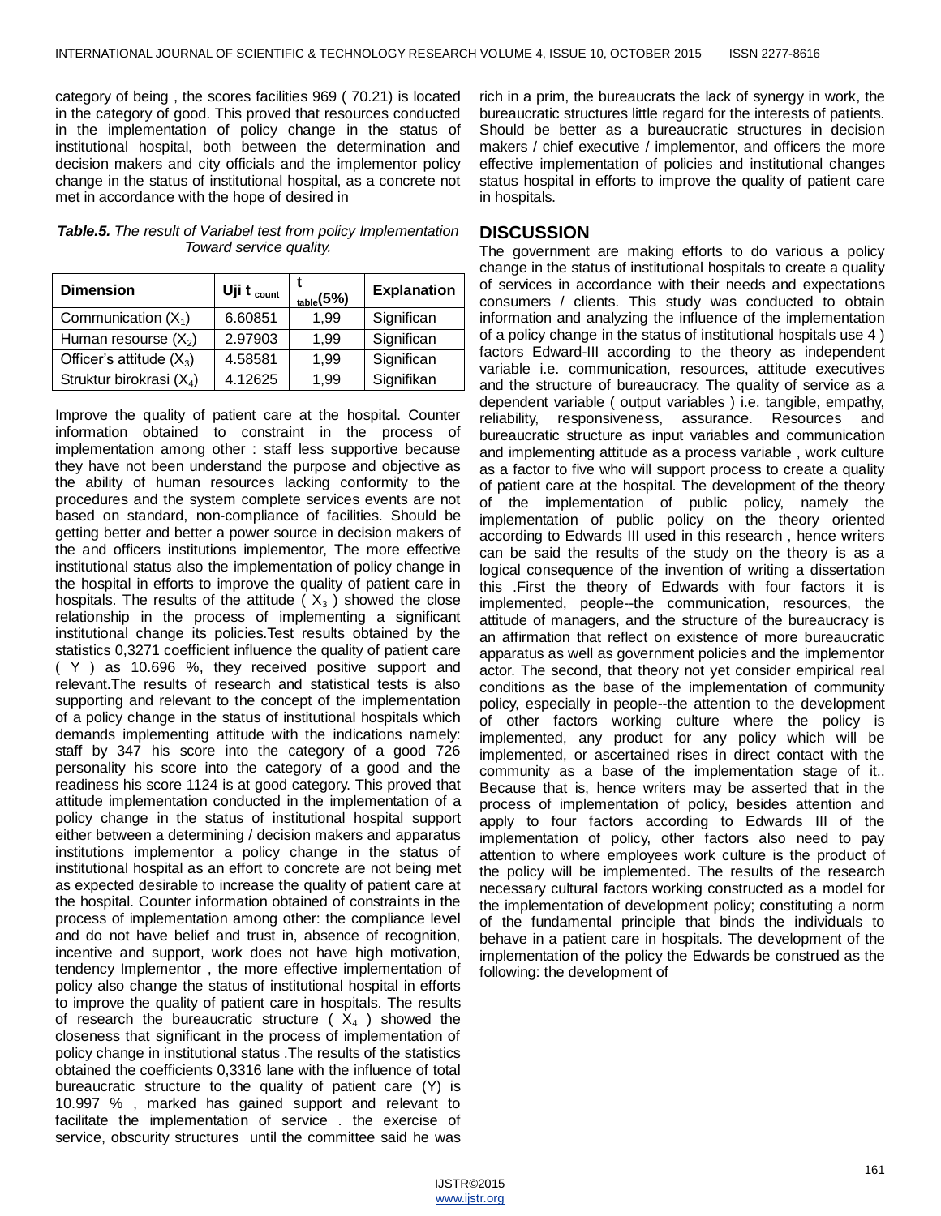category of being , the scores facilities 969 ( 70.21) is located in the category of good. This proved that resources conducted in the implementation of policy change in the status of institutional hospital, both between the determination and decision makers and city officials and the implementor policy change in the status of institutional hospital, as a concrete not met in accordance with the hope of desired in

***Table.5.*** *The result of Variabel test from policy Implementation Toward service quality.*

| Dimension | Uji t $_{count}$ | t $_{table}$(5%) | Explanation |
|---|---|---|---|
| Communication ($X_1$) | 6.60851 | 1,99 | Significan |
| Human resourse ($X_2$) | 2.97903 | 1,99 | Significan |
| Officer's attitude ($X_3$) | 4.58581 | 1,99 | Significan |
| Struktur birokrasi ($X_4$) | 4.12625 | 1,99 | Signifikan |

Improve the quality of patient care at the hospital. Counter information obtained to constraint in the process of implementation among other : staff less supportive because they have not been understand the purpose and objective as the ability of human resources lacking conformity to the procedures and the system complete services events are not based on standard, non-compliance of facilities. Should be getting better and better a power source in decision makers of the and officers institutions implementor, The more effective institutional status also the implementation of policy change in the hospital in efforts to improve the quality of patient care in hospitals. The results of the attitude ( $X_3$ ) showed the close relationship in the process of implementing a significant institutional change its policies.Test results obtained by the statistics 0,3271 coefficient influence the quality of patient care ( Y ) as 10.696 %, they received positive support and relevant.The results of research and statistical tests is also supporting and relevant to the concept of the implementation of a policy change in the status of institutional hospitals which demands implementing attitude with the indications namely: staff by 347 his score into the category of a good 726 personality his score into the category of a good and the readiness his score 1124 is at good category. This proved that attitude implementation conducted in the implementation of a policy change in the status of institutional hospital support either between a determining / decision makers and apparatus institutions implementor a policy change in the status of institutional hospital as an effort to concrete are not being met as expected desirable to increase the quality of patient care at the hospital. Counter information obtained of constraints in the process of implementation among other: the compliance level and do not have belief and trust in, absence of recognition, incentive and support, work does not have high motivation, tendency Implementor , the more effective implementation of policy also change the status of institutional hospital in efforts to improve the quality of patient care in hospitals. The results of research the bureaucratic structure ( $X_4$ ) showed the closeness that significant in the process of implementation of policy change in institutional status .The results of the statistics obtained the coefficients 0,3316 lane with the influence of total bureaucratic structure to the quality of patient care (Y) is 10.997 % , marked has gained support and relevant to facilitate the implementation of service . the exercise of service, obscurity structures until the committee said he was rich in a prim, the bureaucrats the lack of synergy in work, the bureaucratic structures little regard for the interests of patients. Should be better as a bureaucratic structures in decision makers / chief executive / implementor, and officers the more effective implementation of policies and institutional changes status hospital in efforts to improve the quality of patient care in hospitals.

## DISCUSSION

The government are making efforts to do various a policy change in the status of institutional hospitals to create a quality of services in accordance with their needs and expectations consumers / clients. This study was conducted to obtain information and analyzing the influence of the implementation of a policy change in the status of institutional hospitals use 4 ) factors Edward-III according to the theory as independent variable i.e. communication, resources, attitude executives and the structure of bureaucracy. The quality of service as a dependent variable ( output variables ) i.e. tangible, empathy, reliability, responsiveness, assurance. Resources and bureaucratic structure as input variables and communication and implementing attitude as a process variable , work culture as a factor to five who will support process to create a quality of patient care at the hospital. The development of the theory of the implementation of public policy, namely the implementation of public policy on the theory oriented according to Edwards III used in this research , hence writers can be said the results of the study on the theory is as a logical consequence of the invention of writing a dissertation this .First the theory of Edwards with four factors it is implemented, people--the communication, resources, the attitude of managers, and the structure of the bureaucracy is an affirmation that reflect on existence of more bureaucratic apparatus as well as government policies and the implementor actor. The second, that theory not yet consider empirical real conditions as the base of the implementation of community policy, especially in people--the attention to the development of other factors working culture where the policy is implemented, any product for any policy which will be implemented, or ascertained rises in direct contact with the community as a base of the implementation stage of it.. Because that is, hence writers may be asserted that in the process of implementation of policy, besides attention and apply to four factors according to Edwards III of the implementation of policy, other factors also need to pay attention to where employees work culture is the product of the policy will be implemented. The results of the research necessary cultural factors working constructed as a model for the implementation of development policy; constituting a norm of the fundamental principle that binds the individuals to behave in a patient care in hospitals. The development of the implementation of the policy the Edwards be construed as the following: the development of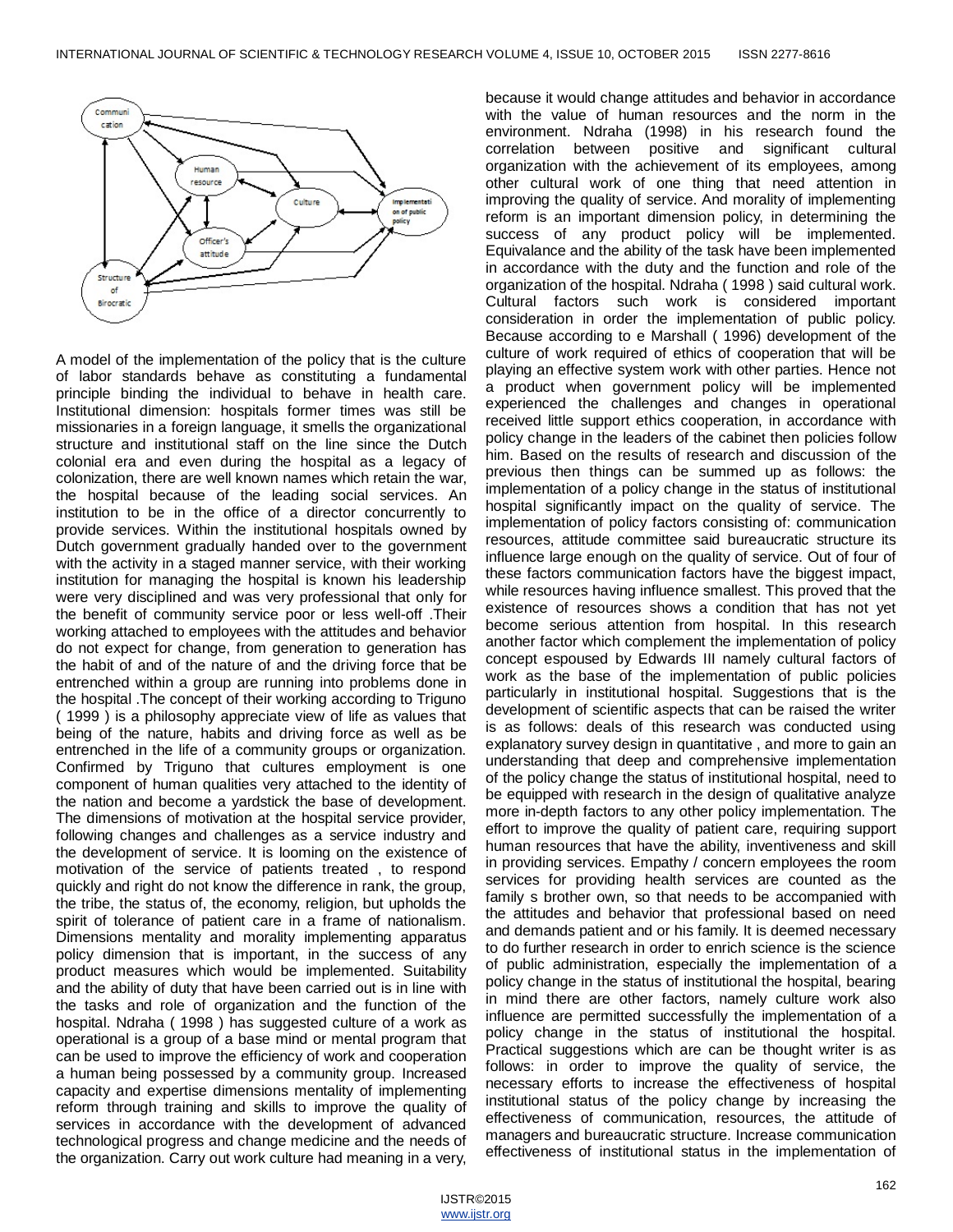A model of the implementation of the policy that is the culture of labor standards behave as constituting a fundamental principle binding the individual to behave in health care. Institutional dimension: hospitals former times was still be missionaries in a foreign language, it smells the organizational structure and institutional staff on the line since the Dutch colonial era and even during the hospital as a legacy of colonization, there are well known names which retain the war, the hospital because of the leading social services. An institution to be in the office of a director concurrently to provide services. Within the institutional hospitals owned by Dutch government gradually handed over to the government with the activity in a staged manner service, with their working institution for managing the hospital is known his leadership were very disciplined and was very professional that only for the benefit of community service poor or less well-off .Their working attached to employees with the attitudes and behavior do not expect for change, from generation to generation has the habit of and of the nature of and the driving force that be entrenched within a group are running into problems done in the hospital .The concept of their working according to Triguno ( 1999 ) is a philosophy appreciate view of life as values that being of the nature, habits and driving force as well as be entrenched in the life of a community groups or organization. Confirmed by Triguno that cultures employment is one component of human qualities very attached to the identity of the nation and become a yardstick the base of development. The dimensions of motivation at the hospital service provider, following changes and challenges as a service industry and the development of service. It is looming on the existence of motivation of the service of patients treated , to respond quickly and right do not know the difference in rank, the group, the tribe, the status of, the economy, religion, but upholds the spirit of tolerance of patient care in a frame of nationalism. Dimensions mentality and morality implementing apparatus policy dimension that is important, in the success of any product measures which would be implemented. Suitability and the ability of duty that have been carried out is in line with the tasks and role of organization and the function of the hospital. Ndraha ( 1998 ) has suggested culture of a work as operational is a group of a base mind or mental program that can be used to improve the efficiency of work and cooperation a human being possessed by a community group. Increased capacity and expertise dimensions mentality of implementing reform through training and skills to improve the quality of services in accordance with the development of advanced technological progress and change medicine and the needs of the organization. Carry out work culture had meaning in a very, because it would change attitudes and behavior in accordance with the value of human resources and the norm in the environment. Ndraha (1998) in his research found the correlation between positive and significant cultural organization with the achievement of its employees, among other cultural work of one thing that need attention in improving the quality of service. And morality of implementing reform is an important dimension policy, in determining the success of any product policy will be implemented. Equivalance and the ability of the task have been implemented in accordance with the duty and the function and role of the organization of the hospital. Ndraha ( 1998 ) said cultural work. Cultural factors such work is considered important consideration in order the implementation of public policy. Because according to e Marshall ( 1996) development of the culture of work required of ethics of cooperation that will be playing an effective system work with other parties. Hence not a product when government policy will be implemented experienced the challenges and changes in operational received little support ethics cooperation, in accordance with policy change in the leaders of the cabinet then policies follow him. Based on the results of research and discussion of the previous then things can be summed up as follows: the implementation of a policy change in the status of institutional hospital significantly impact on the quality of service. The implementation of policy factors consisting of: communication resources, attitude committee said bureaucratic structure its influence large enough on the quality of service. Out of four of these factors communication factors have the biggest impact, while resources having influence smallest. This proved that the existence of resources shows a condition that has not yet become serious attention from hospital. In this research another factor which complement the implementation of policy concept espoused by Edwards III namely cultural factors of work as the base of the implementation of public policies particularly in institutional hospital. Suggestions that is the development of scientific aspects that can be raised the writer is as follows: deals of this research was conducted using explanatory survey design in quantitative , and more to gain an understanding that deep and comprehensive implementation of the policy change the status of institutional hospital, need to be equipped with research in the design of qualitative analyze more in-depth factors to any other policy implementation. The effort to improve the quality of patient care, requiring support human resources that have the ability, inventiveness and skill in providing services. Empathy / concern employees the room services for providing health services are counted as the family s brother own, so that needs to be accompanied with the attitudes and behavior that professional based on need and demands patient and or his family. It is deemed necessary to do further research in order to enrich science is the science of public administration, especially the implementation of a policy change in the status of institutional the hospital, bearing in mind there are other factors, namely culture work also influence are permitted successfully the implementation of a policy change in the status of institutional the hospital. Practical suggestions which are can be thought writer is as follows: in order to improve the quality of service, the necessary efforts to increase the effectiveness of hospital institutional status of the policy change by increasing the effectiveness of communication, resources, the attitude of managers and bureaucratic structure. Increase communication effectiveness of institutional status in the implementation of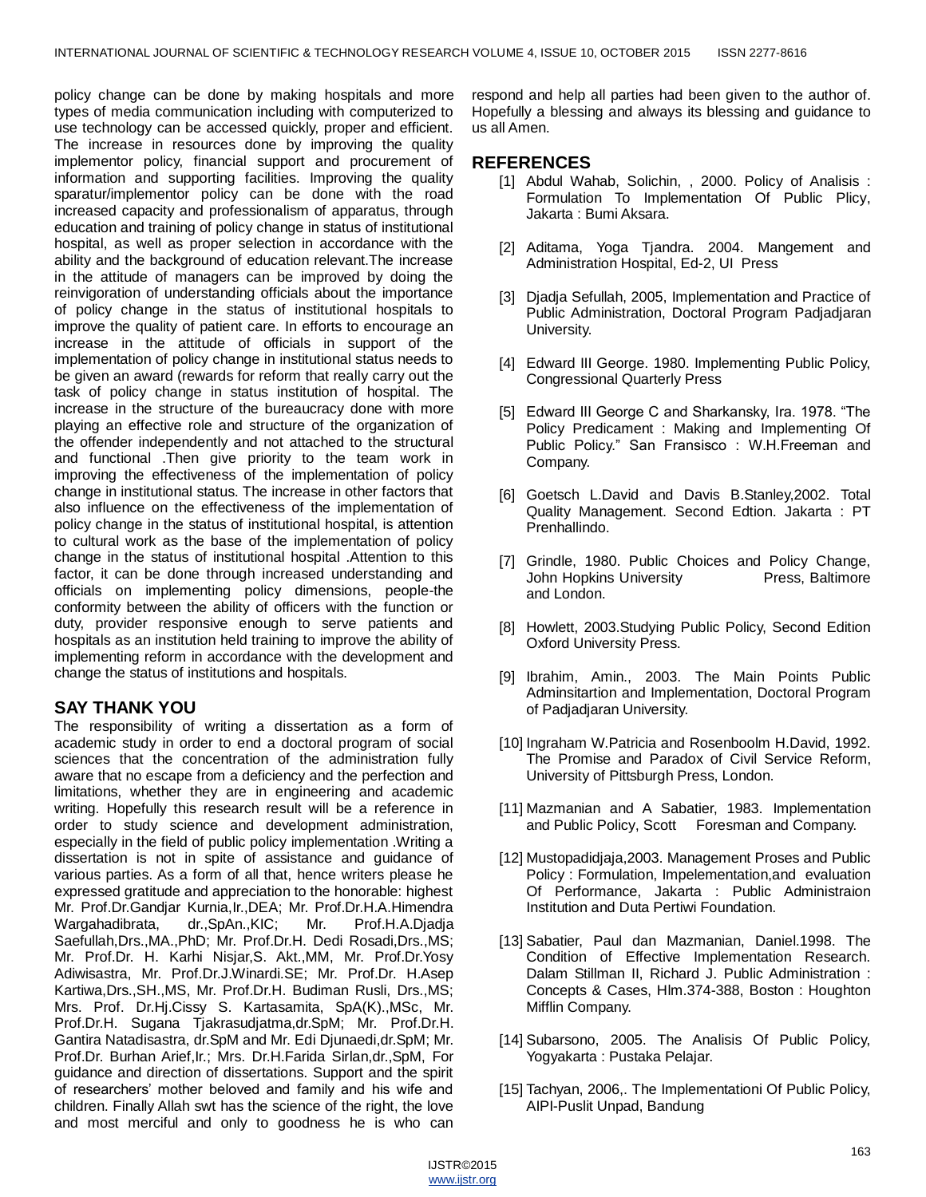policy change can be done by making hospitals and more types of media communication including with computerized to use technology can be accessed quickly, proper and efficient. The increase in resources done by improving the quality implementor policy, financial support and procurement of information and supporting facilities. Improving the quality sparatur/implementor policy can be done with the road increased capacity and professionalism of apparatus, through education and training of policy change in status of institutional hospital, as well as proper selection in accordance with the ability and the background of education relevant.The increase in the attitude of managers can be improved by doing the reinvigoration of understanding officials about the importance of policy change in the status of institutional hospitals to improve the quality of patient care. In efforts to encourage an increase in the attitude of officials in support of the implementation of policy change in institutional status needs to be given an award (rewards for reform that really carry out the task of policy change in status institution of hospital. The increase in the structure of the bureaucracy done with more playing an effective role and structure of the organization of the offender independently and not attached to the structural and functional .Then give priority to the team work in improving the effectiveness of the implementation of policy change in institutional status. The increase in other factors that also influence on the effectiveness of the implementation of policy change in the status of institutional hospital, is attention to cultural work as the base of the implementation of policy change in the status of institutional hospital .Attention to this factor, it can be done through increased understanding and officials on implementing policy dimensions, people-the conformity between the ability of officers with the function or duty, provider responsive enough to serve patients and hospitals as an institution held training to improve the ability of implementing reform in accordance with the development and change the status of institutions and hospitals.

## SAY THANK YOU

The responsibility of writing a dissertation as a form of academic study in order to end a doctoral program of social sciences that the concentration of the administration fully aware that no escape from a deficiency and the perfection and limitations, whether they are in engineering and academic writing. Hopefully this research result will be a reference in order to study science and development administration, especially in the field of public policy implementation .Writing a dissertation is not in spite of assistance and guidance of various parties. As a form of all that, hence writers please he expressed gratitude and appreciation to the honorable: highest Mr. Prof.Dr.Gandjar Kurnia,Ir.,DEA; Mr. Prof.Dr.H.A.Himendra Wargahadibrata, dr.,SpAn.,KIC; Mr. Prof.H.A.Djadja Saefullah,Drs.,MA.,PhD; Mr. Prof.Dr.H. Dedi Rosadi,Drs.,MS; Mr. Prof.Dr. H. Karhi Nisjar,S. Akt.,MM, Mr. Prof.Dr.Yosy Adiwisastra, Mr. Prof.Dr.J.Winardi.SE; Mr. Prof.Dr. H.Asep Kartiwa,Drs.,SH.,MS, Mr. Prof.Dr.H. Budiman Rusli, Drs.,MS; Mrs. Prof. Dr.Hj.Cissy S. Kartasamita, SpA(K).,MSc, Mr. Prof.Dr.H. Sugana Tjakrasudjatma,dr.SpM; Mr. Prof.Dr.H. Gantira Natadisastra, dr.SpM and Mr. Edi Djunaedi,dr.SpM; Mr. Prof.Dr. Burhan Arief,Ir.; Mrs. Dr.H.Farida Sirlan,dr.,SpM, For guidance and direction of dissertations. Support and the spirit of researchers' mother beloved and family and his wife and children. Finally Allah swt has the science of the right, the love and most merciful and only to goodness he is who can respond and help all parties had been given to the author of. Hopefully a blessing and always its blessing and guidance to us all Amen.

## REFERENCES

[1] Abdul Wahab, Solichin, , 2000. Policy of Analisis : Formulation To Implementation Of Public Plicy, Jakarta : Bumi Aksara.

[2] Aditama, Yoga Tjandra. 2004. Mangement and Administration Hospital, Ed-2, UI Press

[3] Djadja Sefullah, 2005, Implementation and Practice of Public Administration, Doctoral Program Padjadjaran University.

[4] Edward III George. 1980. Implementing Public Policy, Congressional Quarterly Press

[5] Edward III George C and Sharkansky, Ira. 1978. "The Policy Predicament : Making and Implementing Of Public Policy." San Fransisco : W.H.Freeman and Company.

[6] Goetsch L.David and Davis B.Stanley,2002. Total Quality Management. Second Edtion. Jakarta : PT Prenhallindo.

[7] Grindle, 1980. Public Choices and Policy Change, John Hopkins University Press, Baltimore and London.

[8] Howlett, 2003.Studying Public Policy, Second Edition Oxford University Press.

[9] Ibrahim, Amin., 2003. The Main Points Public Adminsitartion and Implementation, Doctoral Program of Padjadjaran University.

[10] Ingraham W.Patricia and Rosenboolm H.David, 1992. The Promise and Paradox of Civil Service Reform, University of Pittsburgh Press, London.

[11] Mazmanian and A Sabatier, 1983. Implementation and Public Policy, Scott Foresman and Company.

[12] Mustopadidjaja,2003. Management Proses and Public Policy : Formulation, Impelementation,and evaluation Of Performance, Jakarta : Public Administraion Institution and Duta Pertiwi Foundation.

[13] Sabatier, Paul dan Mazmanian, Daniel.1998. The Condition of Effective Implementation Research. Dalam Stillman II, Richard J. Public Administration : Concepts & Cases, Hlm.374-388, Boston : Houghton Mifflin Company.

[14] Subarsono, 2005. The Analisis Of Public Policy, Yogyakarta : Pustaka Pelajar.

[15] Tachyan, 2006,. The Implementationi Of Public Policy, AIPI-Puslit Unpad, Bandung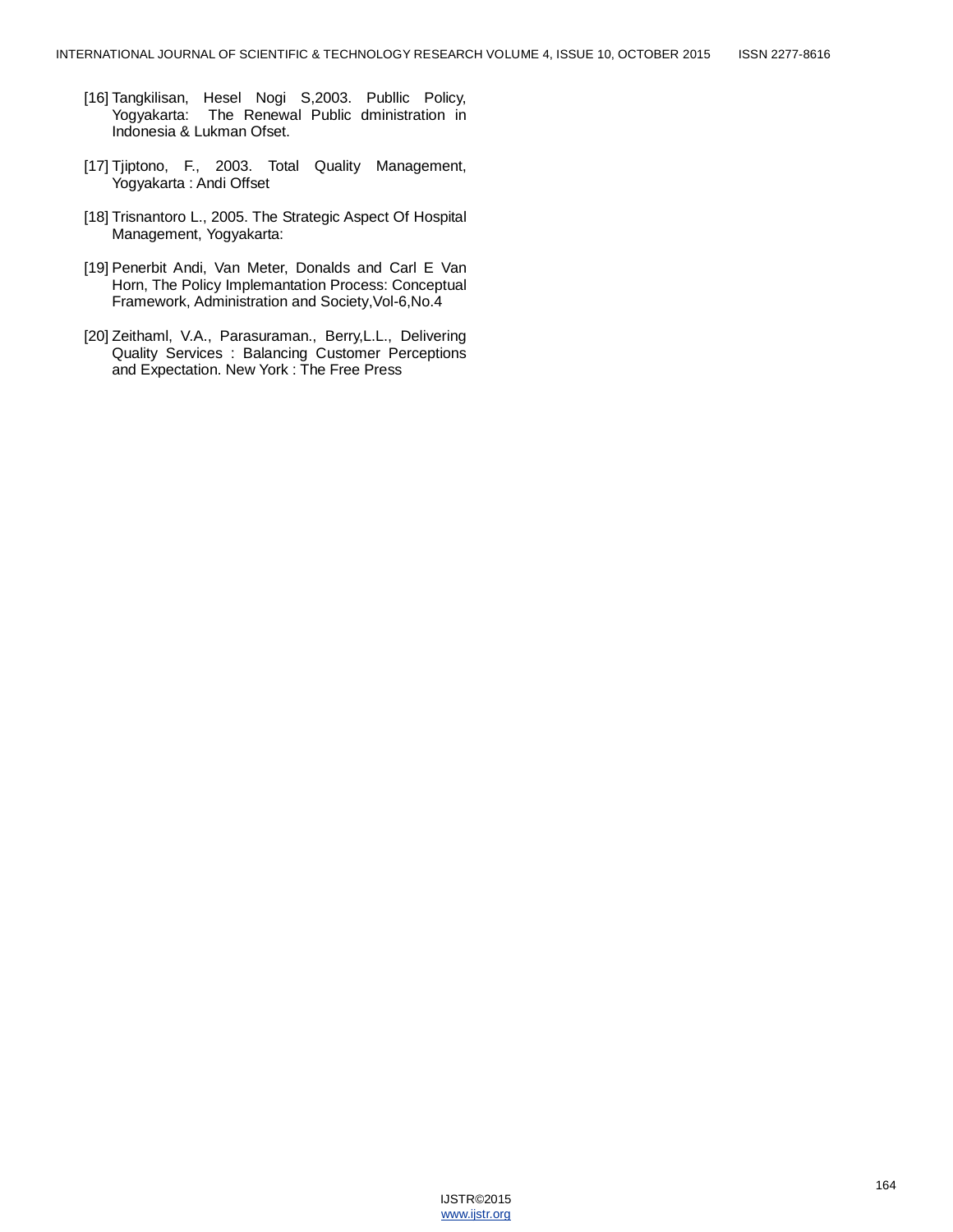[16] Tangkilisan, Hesel Nogi S,2003. Publlic Policy, Yogyakarta: The Renewal Public dministration in Indonesia & Lukman Ofset.

[17] Tjiptono, F., 2003. Total Quality Management, Yogyakarta : Andi Offset

[18] Trisnantoro L., 2005. The Strategic Aspect Of Hospital Management, Yogyakarta:

[19] Penerbit Andi, Van Meter, Donalds and Carl E Van Horn, The Policy Implemantation Process: Conceptual Framework, Administration and Society,Vol-6,No.4

[20] Zeithaml, V.A., Parasuraman., Berry,L.L., Delivering Quality Services : Balancing Customer Perceptions and Expectation. New York : The Free Press